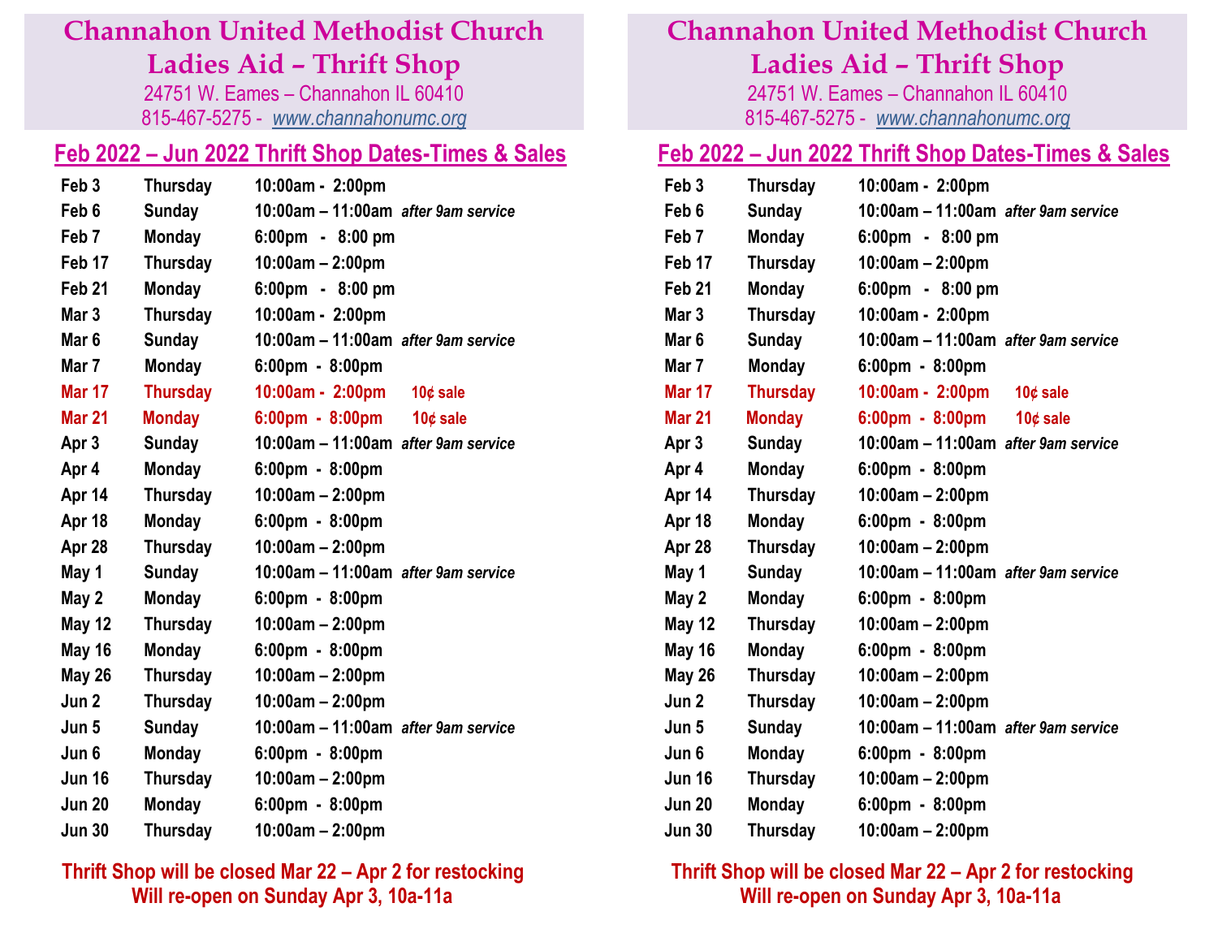# Channahon United Methodist Church
# Ladies Aid – Thrift Shop

24751 W. Eames – Channahon IL 60410
815-467-5275 - www.channahonumc.org

## Feb 2022 – Jun 2022 Thrift Shop Dates-Times & Sales

| Date | Day | Time | Note |
|---|---|---|---|
| Feb 3 | Thursday | 10:00am - 2:00pm | |
| Feb 6 | Sunday | 10:00am – 11:00am | *after 9am service* |
| Feb 7 | Monday | 6:00pm - 8:00 pm | |
| Feb 17 | Thursday | 10:00am – 2:00pm | |
| Feb 21 | Monday | 6:00pm - 8:00 pm | |
| Mar 3 | Thursday | 10:00am - 2:00pm | |
| Mar 6 | Sunday | 10:00am – 11:00am | *after 9am service* |
| Mar 7 | Monday | 6:00pm - 8:00pm | |
| Mar 17 | Thursday | 10:00am - 2:00pm | 10¢ sale |
| Mar 21 | Monday | 6:00pm - 8:00pm | 10¢ sale |
| Apr 3 | Sunday | 10:00am – 11:00am | *after 9am service* |
| Apr 4 | Monday | 6:00pm - 8:00pm | |
| Apr 14 | Thursday | 10:00am – 2:00pm | |
| Apr 18 | Monday | 6:00pm - 8:00pm | |
| Apr 28 | Thursday | 10:00am – 2:00pm | |
| May 1 | Sunday | 10:00am – 11:00am | *after 9am service* |
| May 2 | Monday | 6:00pm - 8:00pm | |
| May 12 | Thursday | 10:00am – 2:00pm | |
| May 16 | Monday | 6:00pm - 8:00pm | |
| May 26 | Thursday | 10:00am – 2:00pm | |
| Jun 2 | Thursday | 10:00am – 2:00pm | |
| Jun 5 | Sunday | 10:00am – 11:00am | *after 9am service* |
| Jun 6 | Monday | 6:00pm - 8:00pm | |
| Jun 16 | Thursday | 10:00am – 2:00pm | |
| Jun 20 | Monday | 6:00pm - 8:00pm | |
| Jun 30 | Thursday | 10:00am – 2:00pm | |

**Thrift Shop will be closed Mar 22 – Apr 2 for restocking**
**Will re-open on Sunday Apr 3, 10a-11a**

# Channahon United Methodist Church
# Ladies Aid – Thrift Shop

24751 W. Eames – Channahon IL 60410
815-467-5275 - www.channahonumc.org

## Feb 2022 – Jun 2022 Thrift Shop Dates-Times & Sales

| Date | Day | Time | Note |
|---|---|---|---|
| Feb 3 | Thursday | 10:00am - 2:00pm | |
| Feb 6 | Sunday | 10:00am – 11:00am | *after 9am service* |
| Feb 7 | Monday | 6:00pm - 8:00 pm | |
| Feb 17 | Thursday | 10:00am – 2:00pm | |
| Feb 21 | Monday | 6:00pm - 8:00 pm | |
| Mar 3 | Thursday | 10:00am - 2:00pm | |
| Mar 6 | Sunday | 10:00am – 11:00am | *after 9am service* |
| Mar 7 | Monday | 6:00pm - 8:00pm | |
| Mar 17 | Thursday | 10:00am - 2:00pm | 10¢ sale |
| Mar 21 | Monday | 6:00pm - 8:00pm | 10¢ sale |
| Apr 3 | Sunday | 10:00am – 11:00am | *after 9am service* |
| Apr 4 | Monday | 6:00pm - 8:00pm | |
| Apr 14 | Thursday | 10:00am – 2:00pm | |
| Apr 18 | Monday | 6:00pm - 8:00pm | |
| Apr 28 | Thursday | 10:00am – 2:00pm | |
| May 1 | Sunday | 10:00am – 11:00am | *after 9am service* |
| May 2 | Monday | 6:00pm - 8:00pm | |
| May 12 | Thursday | 10:00am – 2:00pm | |
| May 16 | Monday | 6:00pm - 8:00pm | |
| May 26 | Thursday | 10:00am – 2:00pm | |
| Jun 2 | Thursday | 10:00am – 2:00pm | |
| Jun 5 | Sunday | 10:00am – 11:00am | *after 9am service* |
| Jun 6 | Monday | 6:00pm - 8:00pm | |
| Jun 16 | Thursday | 10:00am – 2:00pm | |
| Jun 20 | Monday | 6:00pm - 8:00pm | |
| Jun 30 | Thursday | 10:00am – 2:00pm | |

**Thrift Shop will be closed Mar 22 – Apr 2 for restocking**
**Will re-open on Sunday Apr 3, 10a-11a**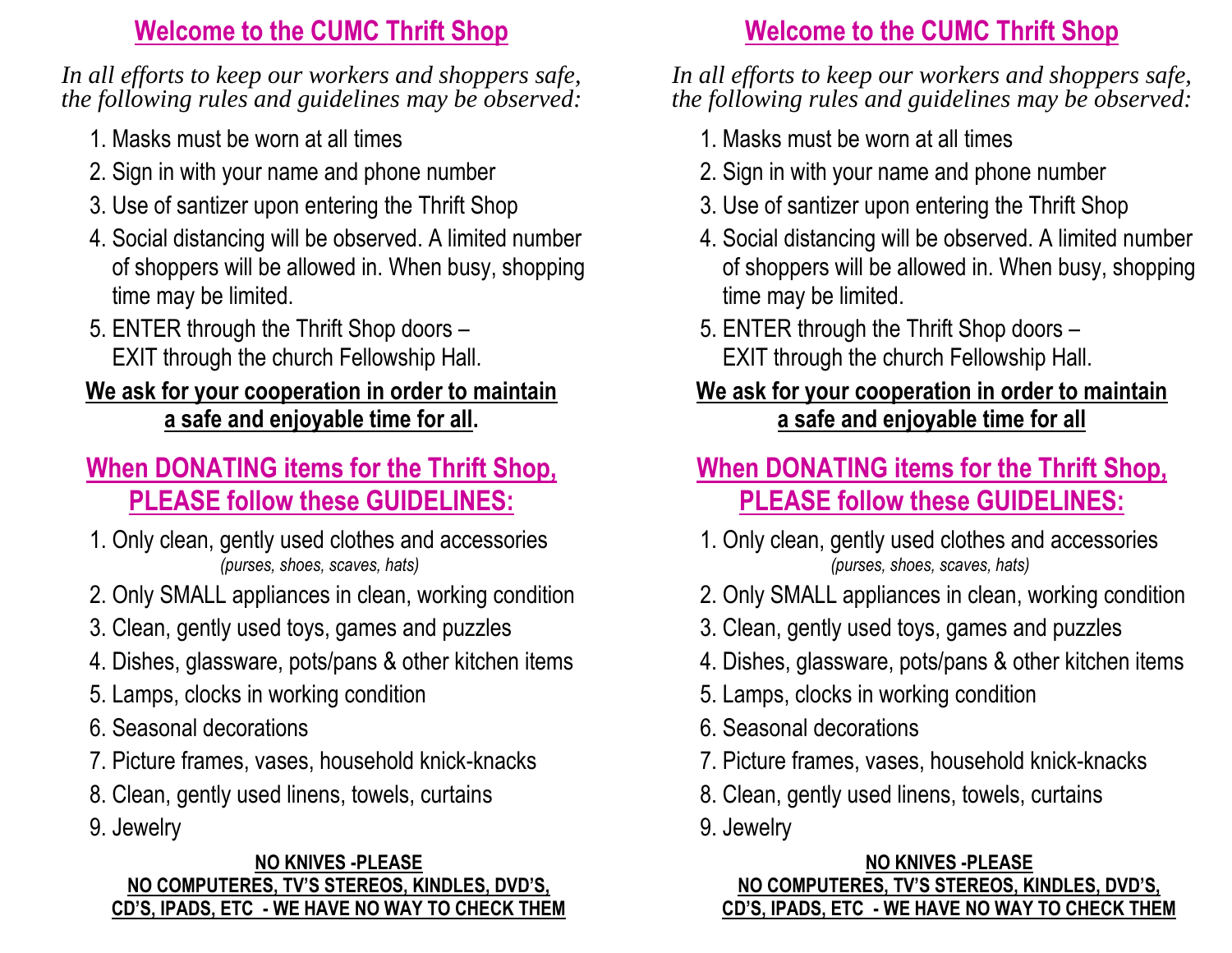## Welcome to the CUMC Thrift Shop

*In all efforts to keep our workers and shoppers safe, the following rules and guidelines may be observed:*

1. Masks must be worn at all times
2. Sign in with your name and phone number
3. Use of santizer upon entering the Thrift Shop
4. Social distancing will be observed. A limited number of shoppers will be allowed in. When busy, shopping time may be limited.
5. ENTER through the Thrift Shop doors – EXIT through the church Fellowship Hall.

**We ask for your cooperation in order to maintain a safe and enjoyable time for all.**

## When DONATING items for the Thrift Shop, PLEASE follow these GUIDELINES:

1. Only clean, gently used clothes and accessories *(purses, shoes, scaves, hats)*
2. Only SMALL appliances in clean, working condition
3. Clean, gently used toys, games and puzzles
4. Dishes, glassware, pots/pans & other kitchen items
5. Lamps, clocks in working condition
6. Seasonal decorations
7. Picture frames, vases, household knick-knacks
8. Clean, gently used linens, towels, curtains
9. Jewelry

**NO KNIVES -PLEASE**
**NO COMPUTERES, TV'S STEREOS, KINDLES, DVD'S, CD'S, IPADS, ETC - WE HAVE NO WAY TO CHECK THEM**

## Welcome to the CUMC Thrift Shop

*In all efforts to keep our workers and shoppers safe, the following rules and guidelines may be observed:*

1. Masks must be worn at all times
2. Sign in with your name and phone number
3. Use of santizer upon entering the Thrift Shop
4. Social distancing will be observed. A limited number of shoppers will be allowed in. When busy, shopping time may be limited.
5. ENTER through the Thrift Shop doors – EXIT through the church Fellowship Hall.

**We ask for your cooperation in order to maintain a safe and enjoyable time for all**

## When DONATING items for the Thrift Shop, PLEASE follow these GUIDELINES:

1. Only clean, gently used clothes and accessories *(purses, shoes, scaves, hats)*
2. Only SMALL appliances in clean, working condition
3. Clean, gently used toys, games and puzzles
4. Dishes, glassware, pots/pans & other kitchen items
5. Lamps, clocks in working condition
6. Seasonal decorations
7. Picture frames, vases, household knick-knacks
8. Clean, gently used linens, towels, curtains
9. Jewelry

**NO KNIVES -PLEASE**
**NO COMPUTERES, TV'S STEREOS, KINDLES, DVD'S, CD'S, IPADS, ETC - WE HAVE NO WAY TO CHECK THEM**